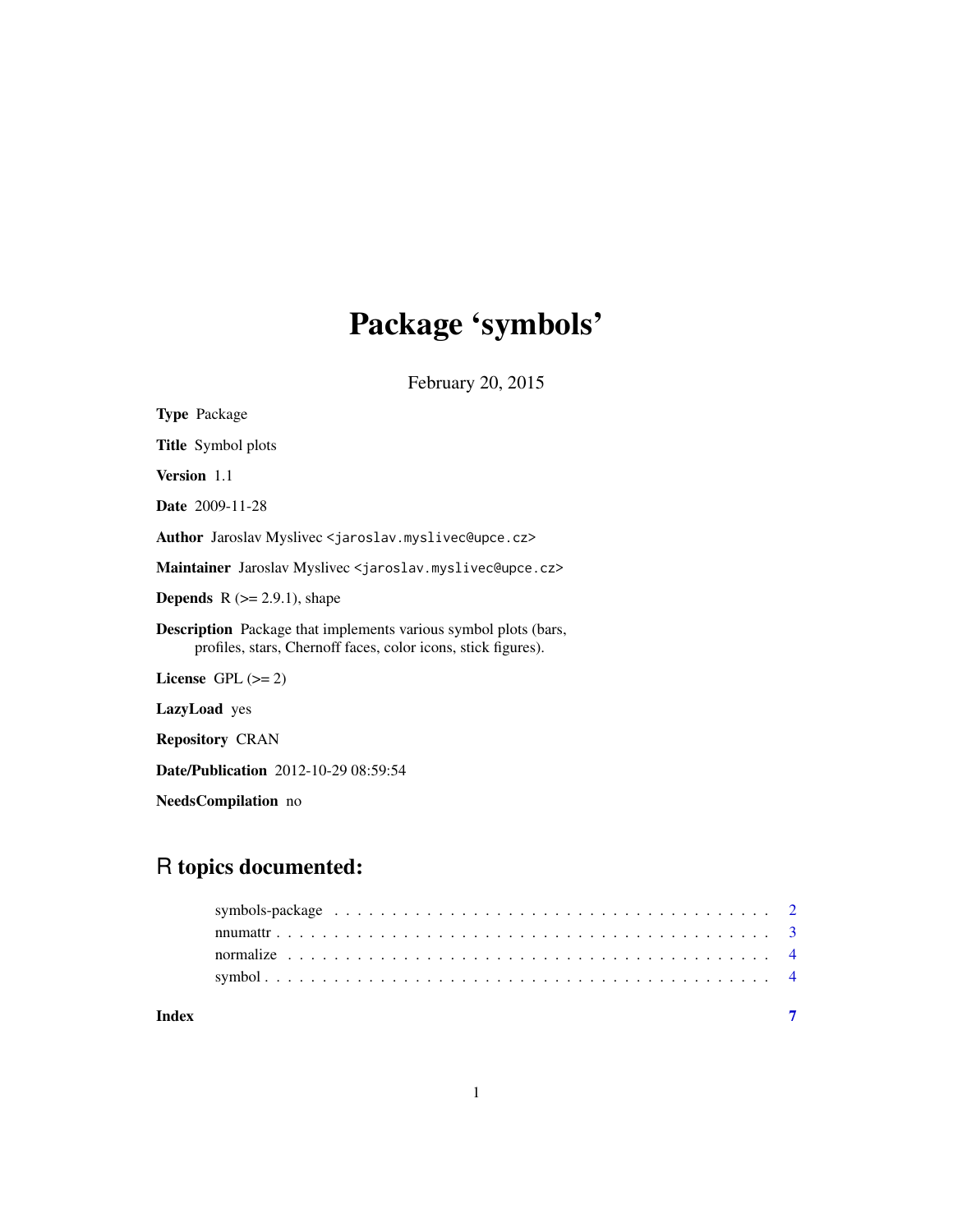# Package 'symbols'

February 20, 2015

**Type** Package

**Title** Symbol plots

**Version** 1.1

**Date** 2009-11-28

**Author** Jaroslav Myslivec <jaroslav.myslivec@upce.cz>

**Maintainer** Jaroslav Myslivec <jaroslav.myslivec@upce.cz>

**Depends** R (>= 2.9.1), shape

**Description** Package that implements various symbol plots (bars, profiles, stars, Chernoff faces, color icons, stick figures).

**License** GPL (>= 2)

**LazyLoad** yes

**Repository** CRAN

**Date/Publication** 2012-10-29 08:59:54

**NeedsCompilation** no

## R topics documented:

symbols-package . . . . . . . . . . . . . . . . . . . . . . . . . . . . . . . . . . . . . 2
nnumattr . . . . . . . . . . . . . . . . . . . . . . . . . . . . . . . . . . . . . . . . . 3
normalize . . . . . . . . . . . . . . . . . . . . . . . . . . . . . . . . . . . . . . . . 4
symbol . . . . . . . . . . . . . . . . . . . . . . . . . . . . . . . . . . . . . . . . . . 4

**Index** 7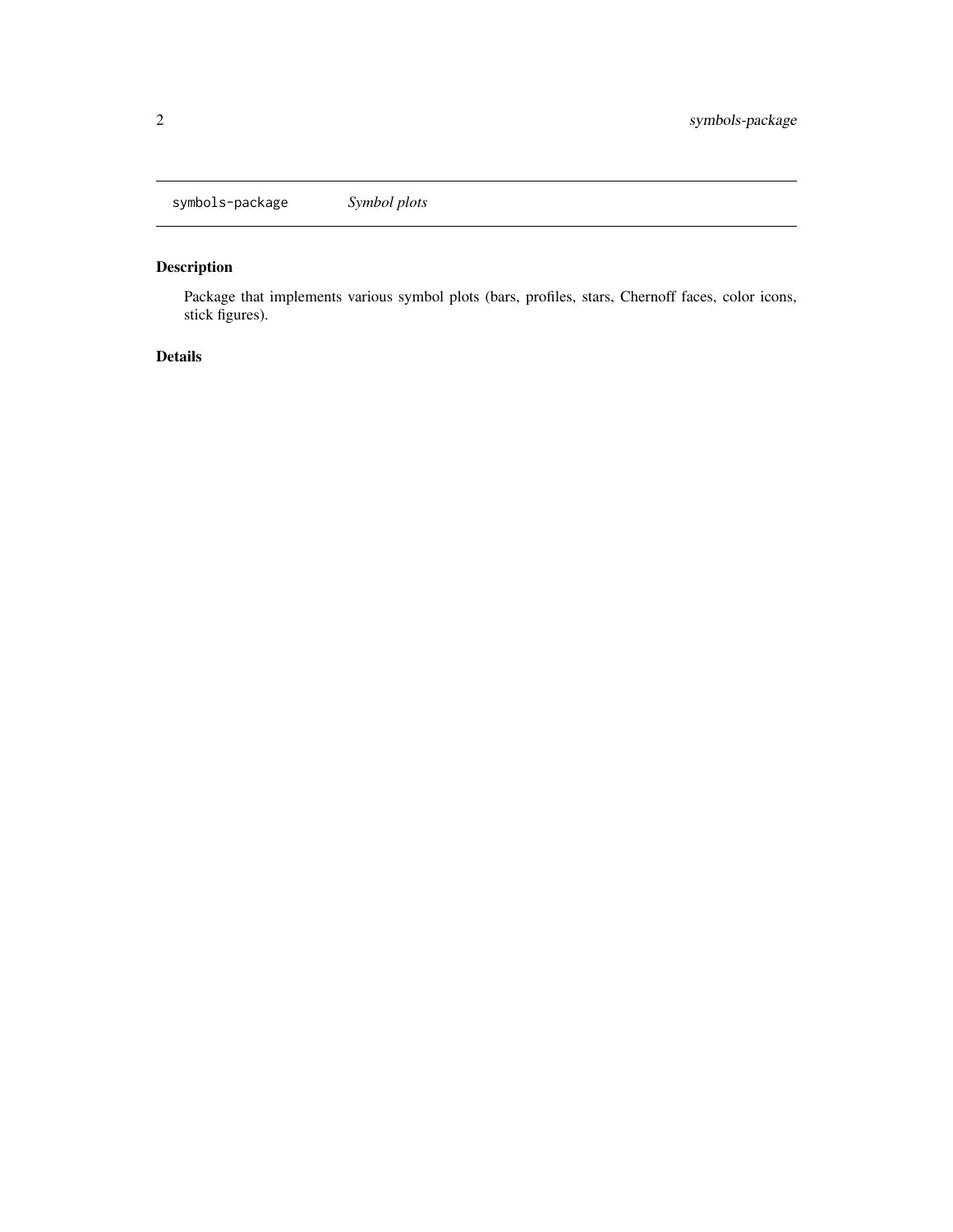`symbols-package` *Symbol plots*

## Description

Package that implements various symbol plots (bars, profiles, stars, Chernoff faces, color icons, stick figures).

## Details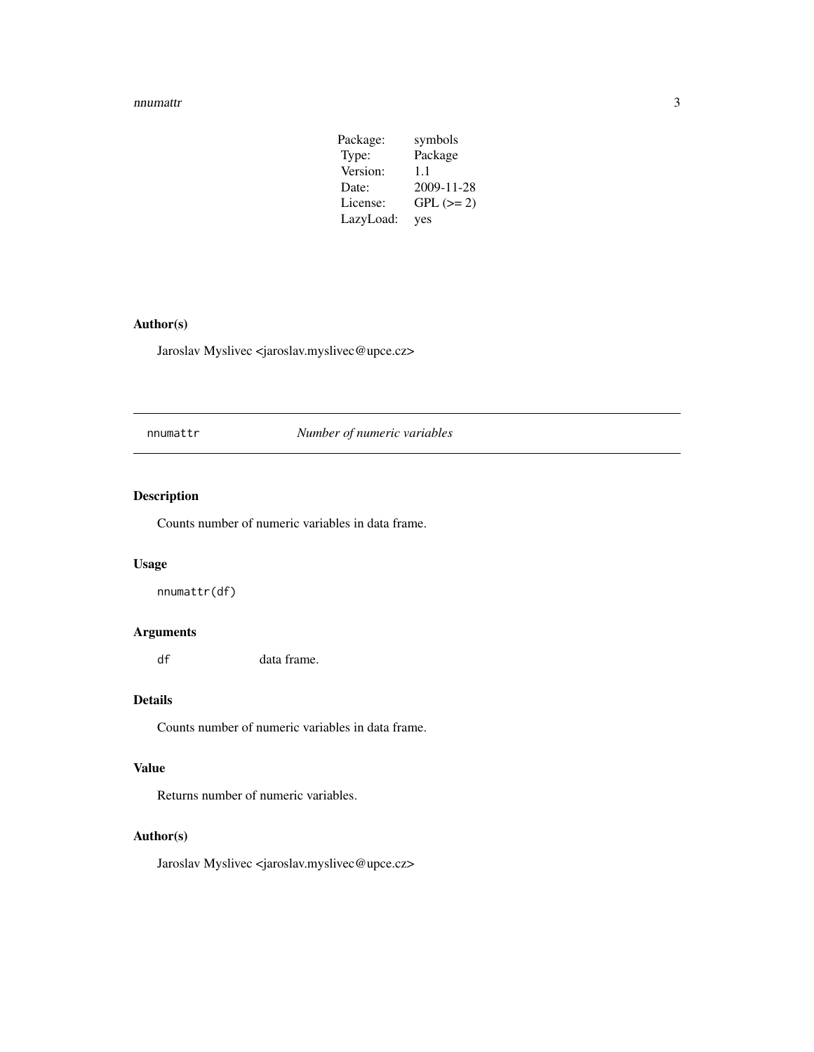| | |
|---|---|
| Package: | symbols |
| Type: | Package |
| Version: | 1.1 |
| Date: | 2009-11-28 |
| License: | GPL (>= 2) |
| LazyLoad: | yes |

## Author(s)

Jaroslav Myslivec <jaroslav.myslivec@upce.cz>

---

# nnumattr *Number of numeric variables*

---

## Description

Counts number of numeric variables in data frame.

## Usage

```
nnumattr(df)
```

## Arguments

`df` data frame.

## Details

Counts number of numeric variables in data frame.

## Value

Returns number of numeric variables.

## Author(s)

Jaroslav Myslivec <jaroslav.myslivec@upce.cz>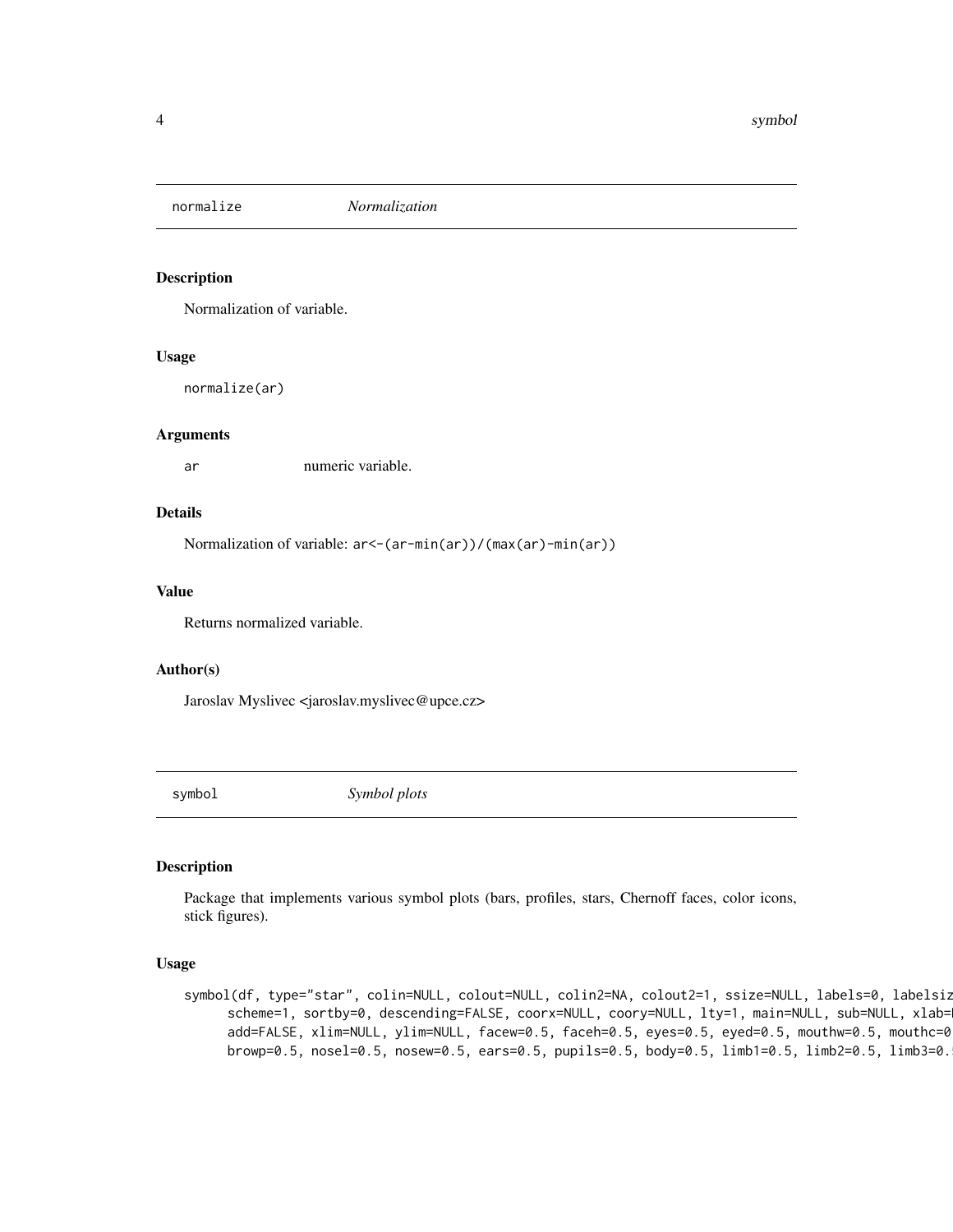## normalize *Normalization*

### Description

Normalization of variable.

### Usage

```
normalize(ar)
```

### Arguments

| | |
|---|---|
| ar | numeric variable. |

### Details

Normalization of variable: `ar<-(ar-min(ar))/(max(ar)-min(ar))`

### Value

Returns normalized variable.

### Author(s)

Jaroslav Myslivec <jaroslav.myslivec@upce.cz>

## symbol *Symbol plots*

### Description

Package that implements various symbol plots (bars, profiles, stars, Chernoff faces, color icons, stick figures).

### Usage

```
symbol(df, type="star", colin=NULL, colout=NULL, colin2=NA, colout2=1, ssize=NULL, labels=0, labelsiz
      scheme=1, sortby=0, descending=FALSE, coorx=NULL, coory=NULL, lty=1, main=NULL, sub=NULL, xlab=
      add=FALSE, xlim=NULL, ylim=NULL, facew=0.5, faceh=0.5, eyes=0.5, eyed=0.5, mouthw=0.5, mouthc=0
      browp=0.5, nosel=0.5, nosew=0.5, ears=0.5, pupils=0.5, body=0.5, limb1=0.5, limb2=0.5, limb3=0.
```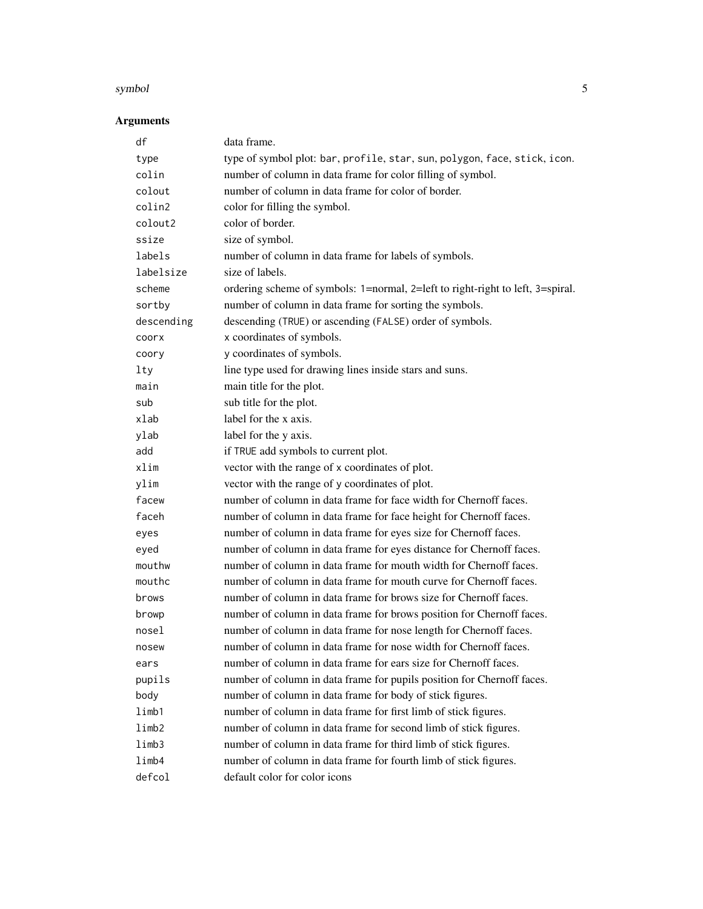## Arguments

| Argument | Description |
|---|---|
| `df` | data frame. |
| `type` | type of symbol plot: `bar`, `profile`, `star`, `sun`, `polygon`, `face`, `stick`, `icon`. |
| `colin` | number of column in data frame for color filling of symbol. |
| `colout` | number of column in data frame for color of border. |
| `colin2` | color for filling the symbol. |
| `colout2` | color of border. |
| `ssize` | size of symbol. |
| `labels` | number of column in data frame for labels of symbols. |
| `labelsize` | size of labels. |
| `scheme` | ordering scheme of symbols: `1`=normal, `2`=left to right-right to left, `3`=spiral. |
| `sortby` | number of column in data frame for sorting the symbols. |
| `descending` | descending (`TRUE`) or ascending (`FALSE`) order of symbols. |
| `coorx` | `x` coordinates of symbols. |
| `coory` | `y` coordinates of symbols. |
| `lty` | line type used for drawing lines inside stars and suns. |
| `main` | main title for the plot. |
| `sub` | sub title for the plot. |
| `xlab` | label for the x axis. |
| `ylab` | label for the y axis. |
| `add` | if `TRUE` add symbols to current plot. |
| `xlim` | vector with the range of `x` coordinates of plot. |
| `ylim` | vector with the range of `y` coordinates of plot. |
| `facew` | number of column in data frame for face width for Chernoff faces. |
| `faceh` | number of column in data frame for face height for Chernoff faces. |
| `eyes` | number of column in data frame for eyes size for Chernoff faces. |
| `eyed` | number of column in data frame for eyes distance for Chernoff faces. |
| `mouthw` | number of column in data frame for mouth width for Chernoff faces. |
| `mouthc` | number of column in data frame for mouth curve for Chernoff faces. |
| `brows` | number of column in data frame for brows size for Chernoff faces. |
| `browp` | number of column in data frame for brows position for Chernoff faces. |
| `nosel` | number of column in data frame for nose length for Chernoff faces. |
| `nosew` | number of column in data frame for nose width for Chernoff faces. |
| `ears` | number of column in data frame for ears size for Chernoff faces. |
| `pupils` | number of column in data frame for pupils position for Chernoff faces. |
| `body` | number of column in data frame for body of stick figures. |
| `limb1` | number of column in data frame for first limb of stick figures. |
| `limb2` | number of column in data frame for second limb of stick figures. |
| `limb3` | number of column in data frame for third limb of stick figures. |
| `limb4` | number of column in data frame for fourth limb of stick figures. |
| `defcol` | default color for color icons |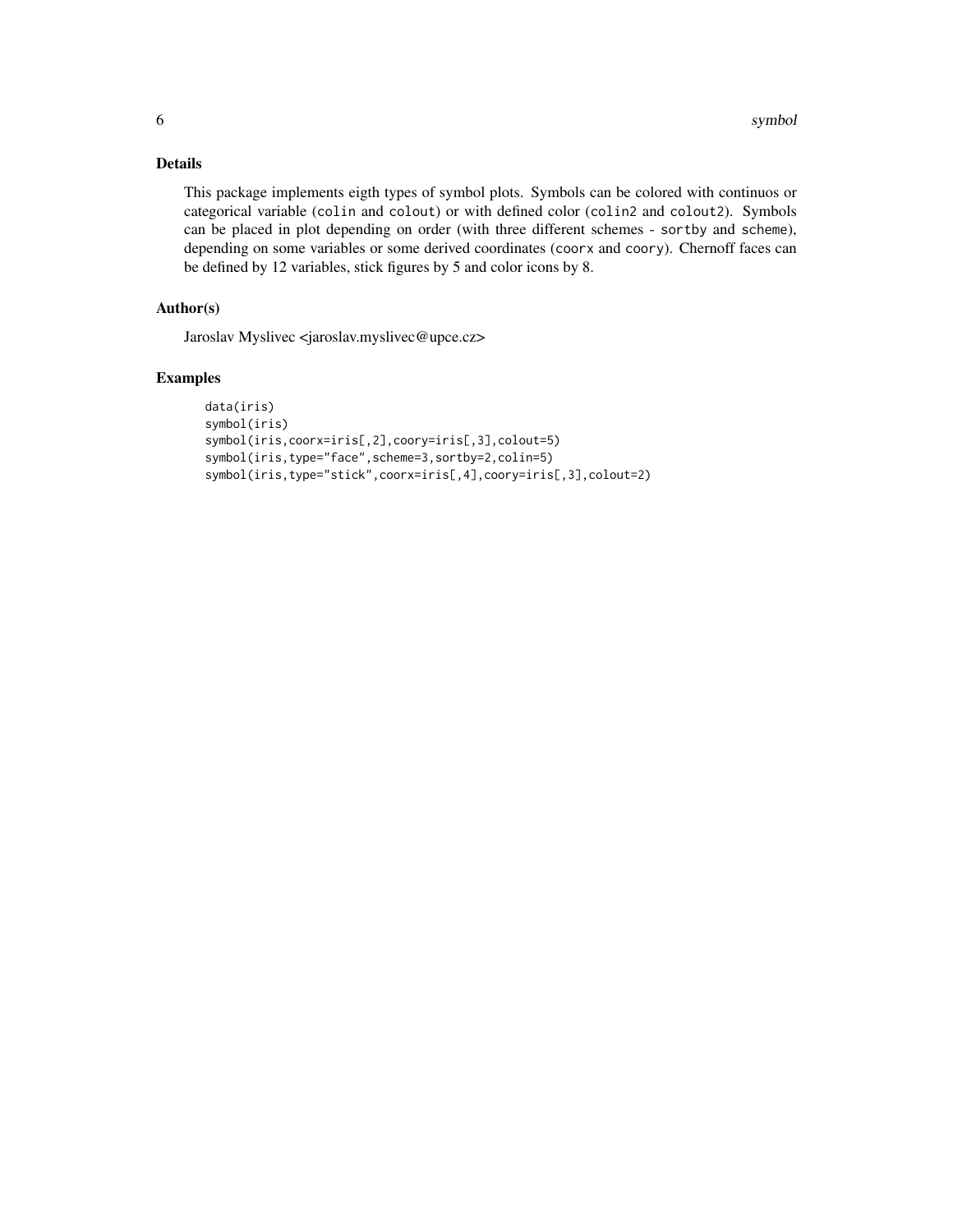## Details

This package implements eigth types of symbol plots. Symbols can be colored with continuos or categorical variable (`colin` and `colout`) or with defined color (`colin2` and `colout2`). Symbols can be placed in plot depending on order (with three different schemes - `sortby` and `scheme`), depending on some variables or some derived coordinates (`coorx` and `coory`). Chernoff faces can be defined by 12 variables, stick figures by 5 and color icons by 8.

## Author(s)

Jaroslav Myslivec <jaroslav.myslivec@upce.cz>

## Examples

```
data(iris)
symbol(iris)
symbol(iris,coorx=iris[,2],coory=iris[,3],colout=5)
symbol(iris,type="face",scheme=3,sortby=2,colin=5)
symbol(iris,type="stick",coorx=iris[,4],coory=iris[,3],colout=2)
```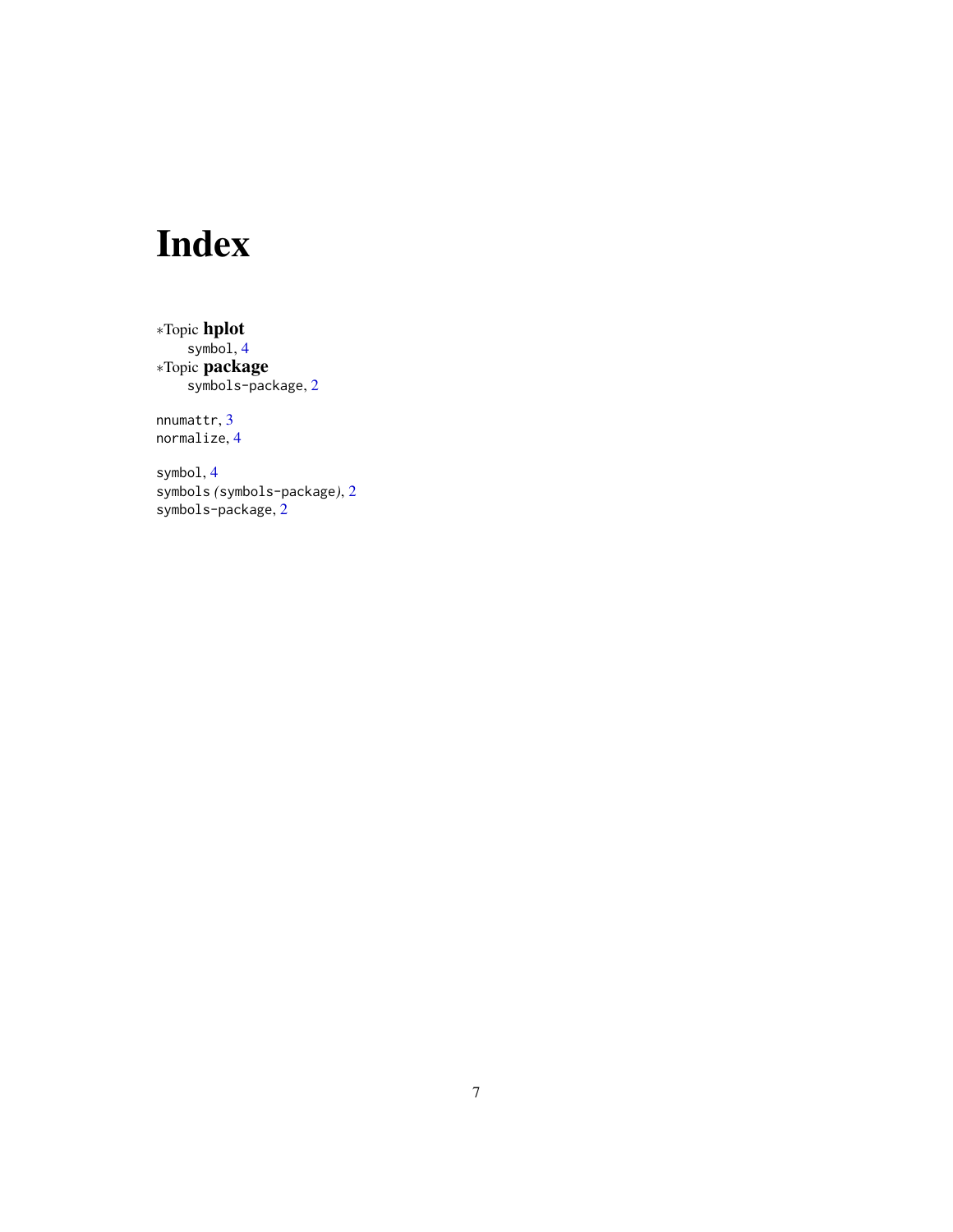# Index

∗Topic **hplot**

    symbol, 4

∗Topic **package**

    symbols-package, 2

nnumattr, 3
normalize, 4

symbol, 4
symbols (symbols-package), 2
symbols-package, 2